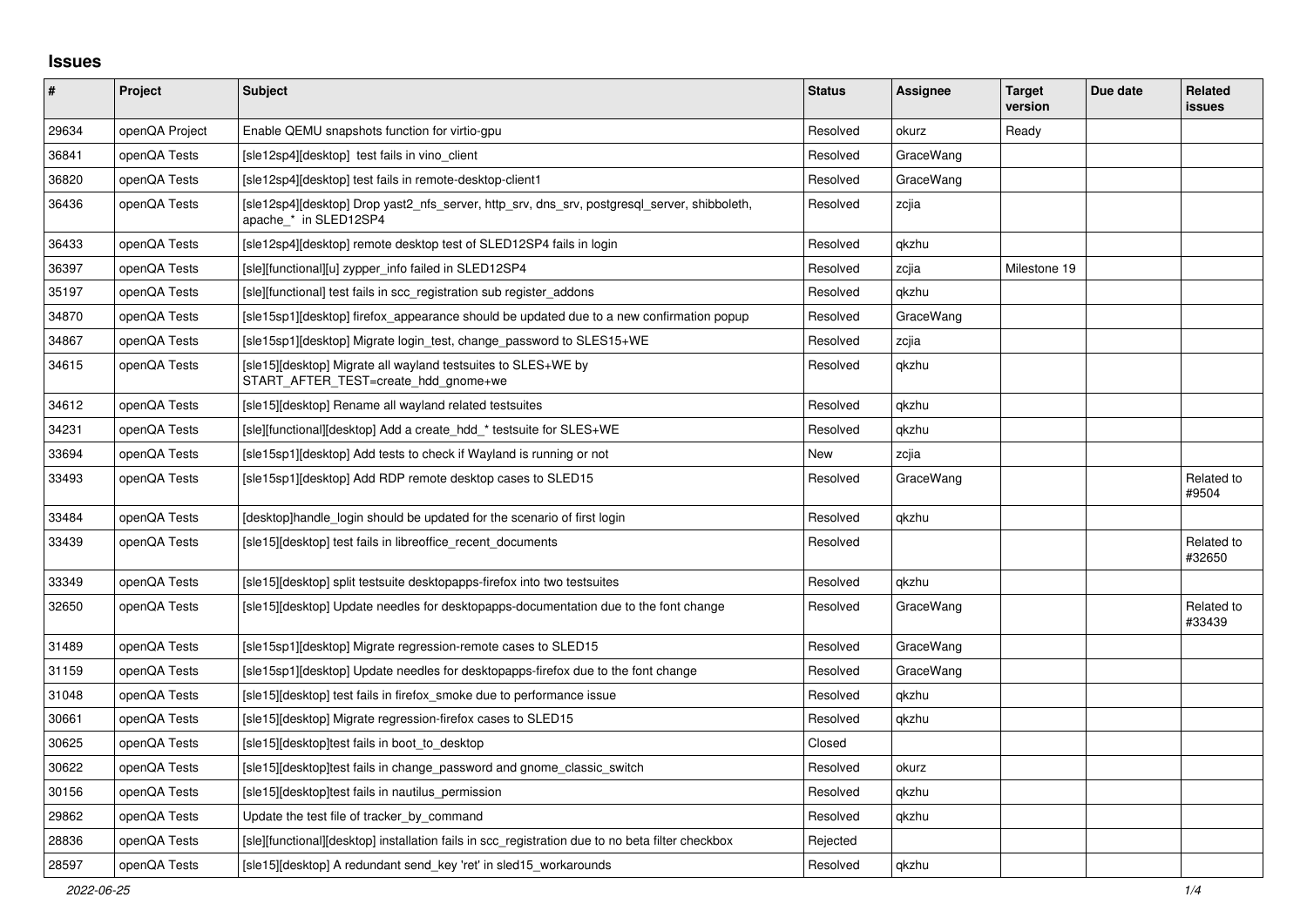## Issues

| # | Project | Subject | Status | Assignee | Target version | Due date | Related issues |
|---|---|---|---|---|---|---|---|
| 29634 | openQA Project | Enable QEMU snapshots function for virtio-gpu | Resolved | okurz | Ready | | |
| 36841 | openQA Tests | [sle12sp4][desktop] test fails in vino_client | Resolved | GraceWang | | | |
| 36820 | openQA Tests | [sle12sp4][desktop] test fails in remote-desktop-client1 | Resolved | GraceWang | | | |
| 36436 | openQA Tests | [sle12sp4][desktop] Drop yast2_nfs_server, http_srv, dns_srv, postgresql_server, shibboleth, apache_* in SLED12SP4 | Resolved | zcjia | | | |
| 36433 | openQA Tests | [sle12sp4][desktop] remote desktop test of SLED12SP4 fails in login | Resolved | qkzhu | | | |
| 36397 | openQA Tests | [sle][functional][u] zypper_info failed in SLED12SP4 | Resolved | zcjia | Milestone 19 | | |
| 35197 | openQA Tests | [sle][functional] test fails in scc_registration sub register_addons | Resolved | qkzhu | | | |
| 34870 | openQA Tests | [sle15sp1][desktop] firefox_appearance should be updated due to a new confirmation popup | Resolved | GraceWang | | | |
| 34867 | openQA Tests | [sle15sp1][desktop] Migrate login_test, change_password to SLES15+WE | Resolved | zcjia | | | |
| 34615 | openQA Tests | [sle15][desktop] Migrate all wayland testsuites to SLES+WE by START_AFTER_TEST=create_hdd_gnome+we | Resolved | qkzhu | | | |
| 34612 | openQA Tests | [sle15][desktop] Rename all wayland related testsuites | Resolved | qkzhu | | | |
| 34231 | openQA Tests | [sle][functional][desktop] Add a create_hdd_* testsuite for SLES+WE | Resolved | qkzhu | | | |
| 33694 | openQA Tests | [sle15sp1][desktop] Add tests to check if Wayland is running or not | New | zcjia | | | |
| 33493 | openQA Tests | [sle15sp1][desktop] Add RDP remote desktop cases to SLED15 | Resolved | GraceWang | | | Related to #9504 |
| 33484 | openQA Tests | [desktop]handle_login should be updated for the scenario of first login | Resolved | qkzhu | | | |
| 33439 | openQA Tests | [sle15][desktop] test fails in libreoffice_recent_documents | Resolved | | | | Related to #32650 |
| 33349 | openQA Tests | [sle15][desktop] split testsuite desktopapps-firefox into two testsuites | Resolved | qkzhu | | | |
| 32650 | openQA Tests | [sle15][desktop] Update needles for desktopapps-documentation due to the font change | Resolved | GraceWang | | | Related to #33439 |
| 31489 | openQA Tests | [sle15sp1][desktop] Migrate regression-remote cases to SLED15 | Resolved | GraceWang | | | |
| 31159 | openQA Tests | [sle15sp1][desktop] Update needles for desktopapps-firefox due to the font change | Resolved | GraceWang | | | |
| 31048 | openQA Tests | [sle15][desktop] test fails in firefox_smoke due to performance issue | Resolved | qkzhu | | | |
| 30661 | openQA Tests | [sle15][desktop] Migrate regression-firefox cases to SLED15 | Resolved | qkzhu | | | |
| 30625 | openQA Tests | [sle15][desktop]test fails in boot_to_desktop | Closed | | | | |
| 30622 | openQA Tests | [sle15][desktop]test fails in change_password and gnome_classic_switch | Resolved | okurz | | | |
| 30156 | openQA Tests | [sle15][desktop]test fails in nautilus_permission | Resolved | qkzhu | | | |
| 29862 | openQA Tests | Update the test file of tracker_by_command | Resolved | qkzhu | | | |
| 28836 | openQA Tests | [sle][functional][desktop] installation fails in scc_registration due to no beta filter checkbox | Rejected | | | | |
| 28597 | openQA Tests | [sle15][desktop] A redundant send_key 'ret' in sled15_workarounds | Resolved | qkzhu | | | |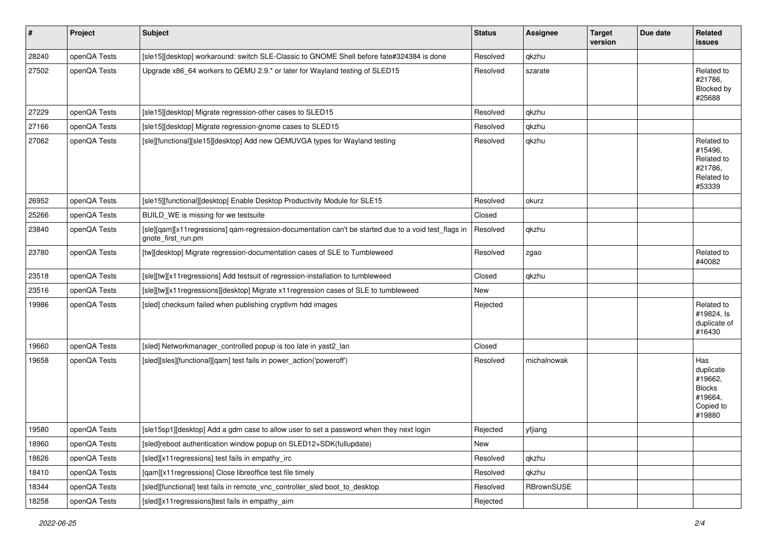| # | Project | Subject | Status | Assignee | Target version | Due date | Related issues |
|---|---|---|---|---|---|---|---|
| 28240 | openQA Tests | [sle15][desktop] workaround: switch SLE-Classic to GNOME Shell before fate#324384 is done | Resolved | qkzhu | | | |
| 27502 | openQA Tests | Upgrade x86_64 workers to QEMU 2.9.* or later for Wayland testing of SLED15 | Resolved | szarate | | | Related to #21786, Blocked by #25688 |
| 27229 | openQA Tests | [sle15][desktop] Migrate regression-other cases to SLED15 | Resolved | qkzhu | | | |
| 27166 | openQA Tests | [sle15][desktop] Migrate regression-gnome cases to SLED15 | Resolved | qkzhu | | | |
| 27062 | openQA Tests | [sle][functional][sle15][desktop] Add new QEMUVGA types for Wayland testing | Resolved | qkzhu | | | Related to #15496, Related to #21786, Related to #53339 |
| 26952 | openQA Tests | [sle15][functional][desktop] Enable Desktop Productivity Module for SLE15 | Resolved | okurz | | | |
| 25266 | openQA Tests | BUILD_WE is missing for we testsuite | Closed | | | | |
| 23840 | openQA Tests | [sle][qam][x11regressions] qam-regression-documentation can't be started due to a void test_flags in gnote_first_run.pm | Resolved | qkzhu | | | |
| 23780 | openQA Tests | [tw][desktop] Migrate regression-documentation cases of SLE to Tumbleweed | Resolved | zgao | | | Related to #40082 |
| 23518 | openQA Tests | [sle][tw][x11regressions] Add testsuit of regression-installation to tumbleweed | Closed | qkzhu | | | |
| 23516 | openQA Tests | [sle][tw][x11regressions][desktop] Migrate x11regression cases of SLE to tumbleweed | New | | | | |
| 19986 | openQA Tests | [sled] checksum failed when publishing cryptlvm hdd images | Rejected | | | | Related to #19824, Is duplicate of #16430 |
| 19660 | openQA Tests | [sled] Networkmanager_controlled popup is too late in yast2_lan | Closed | | | | |
| 19658 | openQA Tests | [sled][sles][functional][qam] test fails in power_action('poweroff') | Resolved | michalnowak | | | Has duplicate #19662, Blocks #19664, Copied to #19880 |
| 19580 | openQA Tests | [sle15sp1][desktop] Add a gdm case to allow user to set a password when they next login | Rejected | yfjiang | | | |
| 18960 | openQA Tests | [sled]reboot authentication window popup on SLED12+SDK(fullupdate) | New | | | | |
| 18626 | openQA Tests | [sled][x11regressions] test fails in empathy_irc | Resolved | qkzhu | | | |
| 18410 | openQA Tests | [qam][x11regressions] Close libreoffice test file timely | Resolved | qkzhu | | | |
| 18344 | openQA Tests | [sled][functional] test fails in remote_vnc_controller_sled boot_to_desktop | Resolved | RBrownSUSE | | | |
| 18258 | openQA Tests | [sled][x11regressions]test fails in empathy_aim | Rejected | | | | |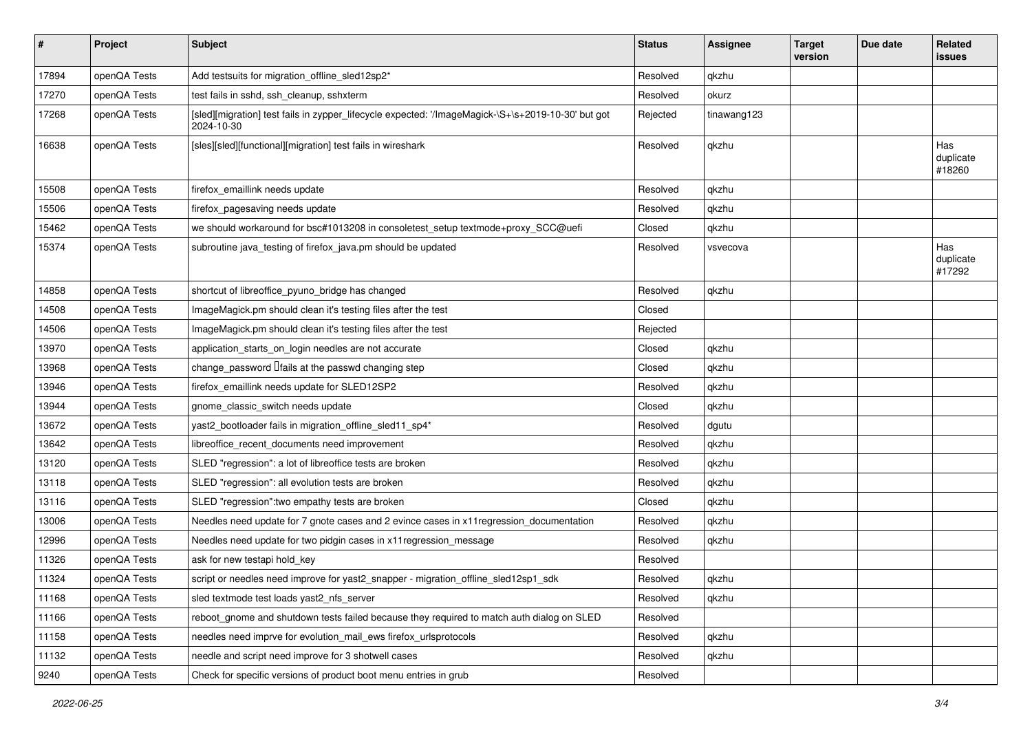| # | Project | Subject | Status | Assignee | Target version | Due date | Related issues |
|---|---|---|---|---|---|---|---|
| 17894 | openQA Tests | Add testsuits for migration_offline_sled12sp2* | Resolved | qkzhu | | | |
| 17270 | openQA Tests | test fails in sshd, ssh_cleanup, sshxterm | Resolved | okurz | | | |
| 17268 | openQA Tests | [sled][migration] test fails in zypper_lifecycle expected: '/ImageMagick-\S+\s+2019-10-30' but got 2024-10-30 | Rejected | tinawang123 | | | |
| 16638 | openQA Tests | [sles][sled][functional][migration] test fails in wireshark | Resolved | qkzhu | | | Has duplicate #18260 |
| 15508 | openQA Tests | firefox_emaillink needs update | Resolved | qkzhu | | | |
| 15506 | openQA Tests | firefox_pagesaving needs update | Resolved | qkzhu | | | |
| 15462 | openQA Tests | we should workaround for bsc#1013208 in consoletest_setup textmode+proxy_SCC@uefi | Closed | qkzhu | | | |
| 15374 | openQA Tests | subroutine java_testing of firefox_java.pm should be updated | Resolved | vsvecova | | | Has duplicate #17292 |
| 14858 | openQA Tests | shortcut of libreoffice_pyuno_bridge has changed | Resolved | qkzhu | | | |
| 14508 | openQA Tests | ImageMagick.pm should clean it's testing files after the test | Closed | | | | |
| 14506 | openQA Tests | ImageMagick.pm should clean it's testing files after the test | Rejected | | | | |
| 13970 | openQA Tests | application_starts_on_login needles are not accurate | Closed | qkzhu | | | |
| 13968 | openQA Tests | change_password fails at the passwd changing step | Closed | qkzhu | | | |
| 13946 | openQA Tests | firefox_emaillink needs update for SLED12SP2 | Resolved | qkzhu | | | |
| 13944 | openQA Tests | gnome_classic_switch needs update | Closed | qkzhu | | | |
| 13672 | openQA Tests | yast2_bootloader fails in migration_offline_sled11_sp4* | Resolved | dgutu | | | |
| 13642 | openQA Tests | libreoffice_recent_documents need improvement | Resolved | qkzhu | | | |
| 13120 | openQA Tests | SLED "regression": a lot of libreoffice tests are broken | Resolved | qkzhu | | | |
| 13118 | openQA Tests | SLED "regression": all evolution tests are broken | Resolved | qkzhu | | | |
| 13116 | openQA Tests | SLED "regression":two empathy tests are broken | Closed | qkzhu | | | |
| 13006 | openQA Tests | Needles need update for 7 gnote cases and 2 evince cases in x11regression_documentation | Resolved | qkzhu | | | |
| 12996 | openQA Tests | Needles need update for two pidgin cases in x11regression_message | Resolved | qkzhu | | | |
| 11326 | openQA Tests | ask for new testapi hold_key | Resolved | | | | |
| 11324 | openQA Tests | script or needles need improve for yast2_snapper - migration_offline_sled12sp1_sdk | Resolved | qkzhu | | | |
| 11168 | openQA Tests | sled textmode test loads yast2_nfs_server | Resolved | qkzhu | | | |
| 11166 | openQA Tests | reboot_gnome and shutdown tests failed because they required to match auth dialog on SLED | Resolved | | | | |
| 11158 | openQA Tests | needles need imprve for evolution_mail_ews firefox_urlsprotocols | Resolved | qkzhu | | | |
| 11132 | openQA Tests | needle and script need improve for 3 shotwell cases | Resolved | qkzhu | | | |
| 9240 | openQA Tests | Check for specific versions of product boot menu entries in grub | Resolved | | | | |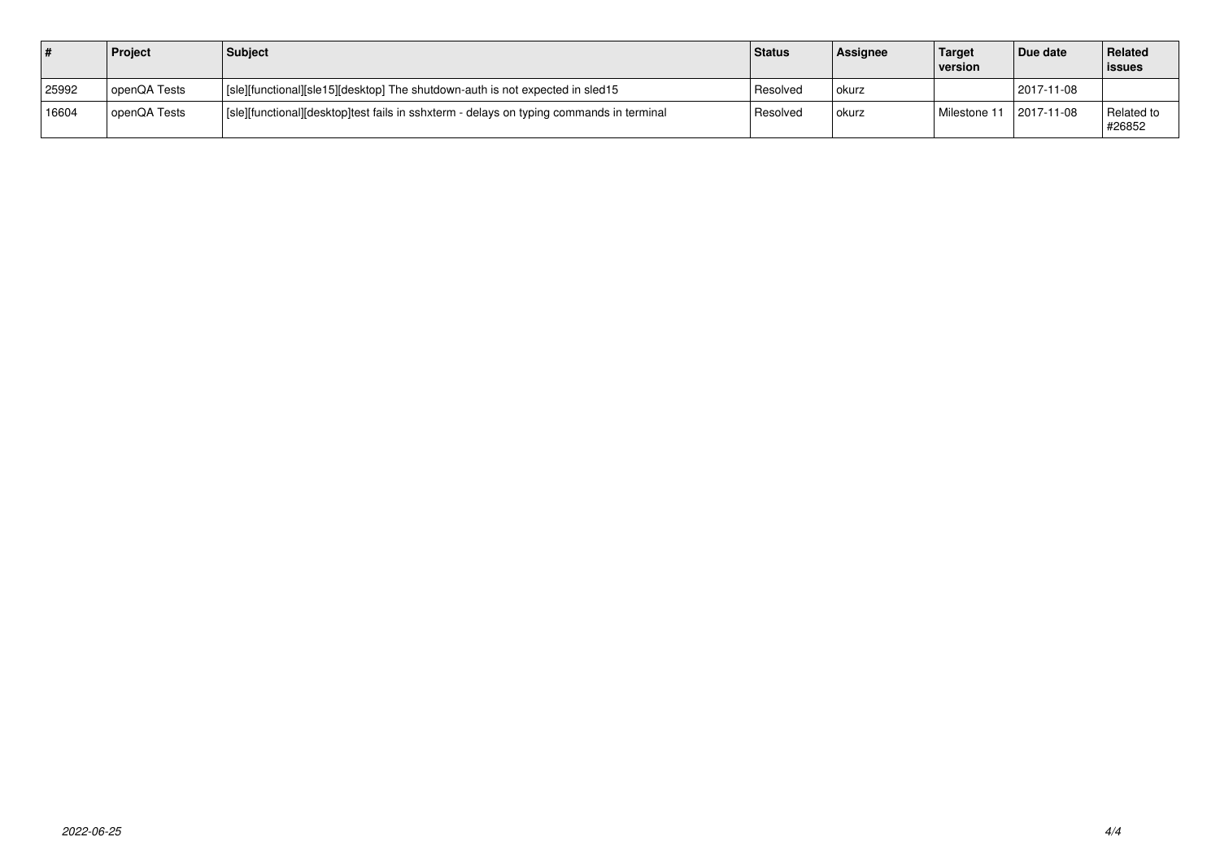| # | Project | Subject | Status | Assignee | Target version | Due date | Related issues |
|---|---|---|---|---|---|---|---|
| 25992 | openQA Tests | [sle][functional][sle15][desktop] The shutdown-auth is not expected in sled15 | Resolved | okurz | | 2017-11-08 | |
| 16604 | openQA Tests | [sle][functional][desktop]test fails in sshxterm - delays on typing commands in terminal | Resolved | okurz | Milestone 11 | 2017-11-08 | Related to #26852 |